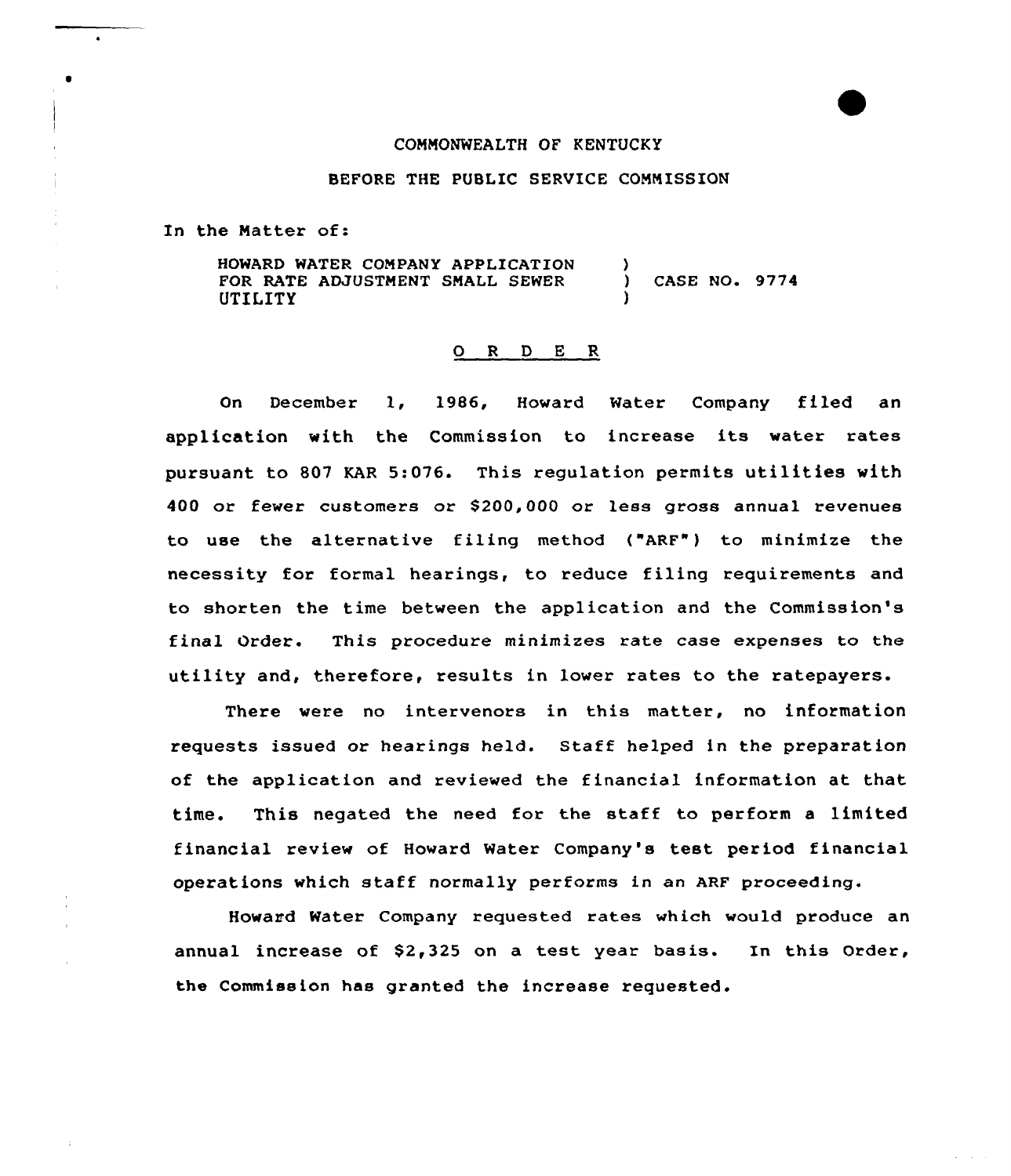COMMONWEALTH OF KENTUCKY

BEFORE THE PUBLIC SERVICE COMMISSION

In the Matter of:

| | | |
|---|---|---|
| HOWARD WATER COMPANY APPLICATION FOR RATE ADJUSTMENT SMALL SEWER UTILITY | ) ) ) | CASE NO. 9774 |

O R D E R

On December 1, 1986, Howard Water Company filed an application with the Commission to increase its water rates pursuant to 807 KAR 5:076. This regulation permits utilities with 400 or fewer customers or $200,000 or less gross annual revenues to use the alternative filing method ("ARF") to minimize the necessity for formal hearings, to reduce filing requirements and to shorten the time between the application and the Commission's final Order. This procedure minimizes rate case expenses to the utility and, therefore, results in lower rates to the ratepayers.

There were no intervenors in this matter, no information requests issued or hearings held. Staff helped in the preparation of the application and reviewed the financial information at that time. This negated the need for the staff to perform a limited financial review of Howard Water Company's test period financial operations which staff normally performs in an ARF proceeding.

Howard Water Company requested rates which would produce an annual increase of $2,325 on a test year basis. In this Order, the Commission has granted the increase requested.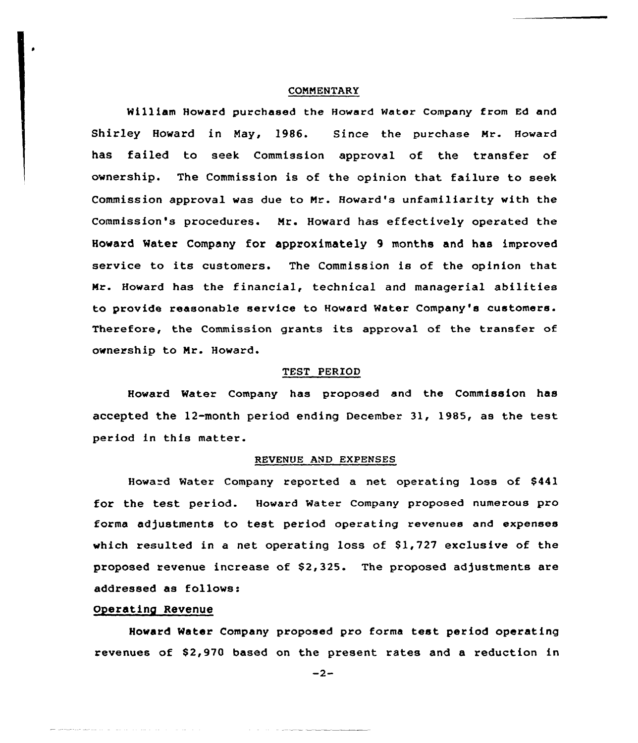## COMMENTARY

William Howard purchased the Howard Water Company from Ed and Shirley Howard in May, 1986. Since the purchase Mr. Howard has failed to seek Commission approval of the transfer of ownership. The Commission is of the opinion that failure to seek Commission approval was due to Mr. Howard's unfamiliarity with the Commission's procedures. Mr. Howard has effectively operated the Howard Water Company for approximately 9 months and has improved service to its customers. The Commission is of the opinion that Mr. Howard has the financial, technical and managerial abilities to provide reasonable service to Howard Water Company's customers. Therefore, the Commission grants its approval of the transfer of ownership to Mr. Howard.

## TEST PERIOD

Howard Water Company has proposed and the Commission has accepted the 12-month period ending December 31, 1985, as the test period in this matter.

## REVENUE AND EXPENSES

Howard Water Company reported a net operating loss of $441 for the test period. Howard Water Company proposed numerous pro forma adjustments to test period operating revenues and expenses which resulted in a net operating loss of $1,727 exclusive of the proposed revenue increase of $2,325. The proposed adjustments are addressed as follows:

### Operating Revenue

Howard Water Company proposed pro forma test period operating revenues of $2,970 based on the present rates and a reduction in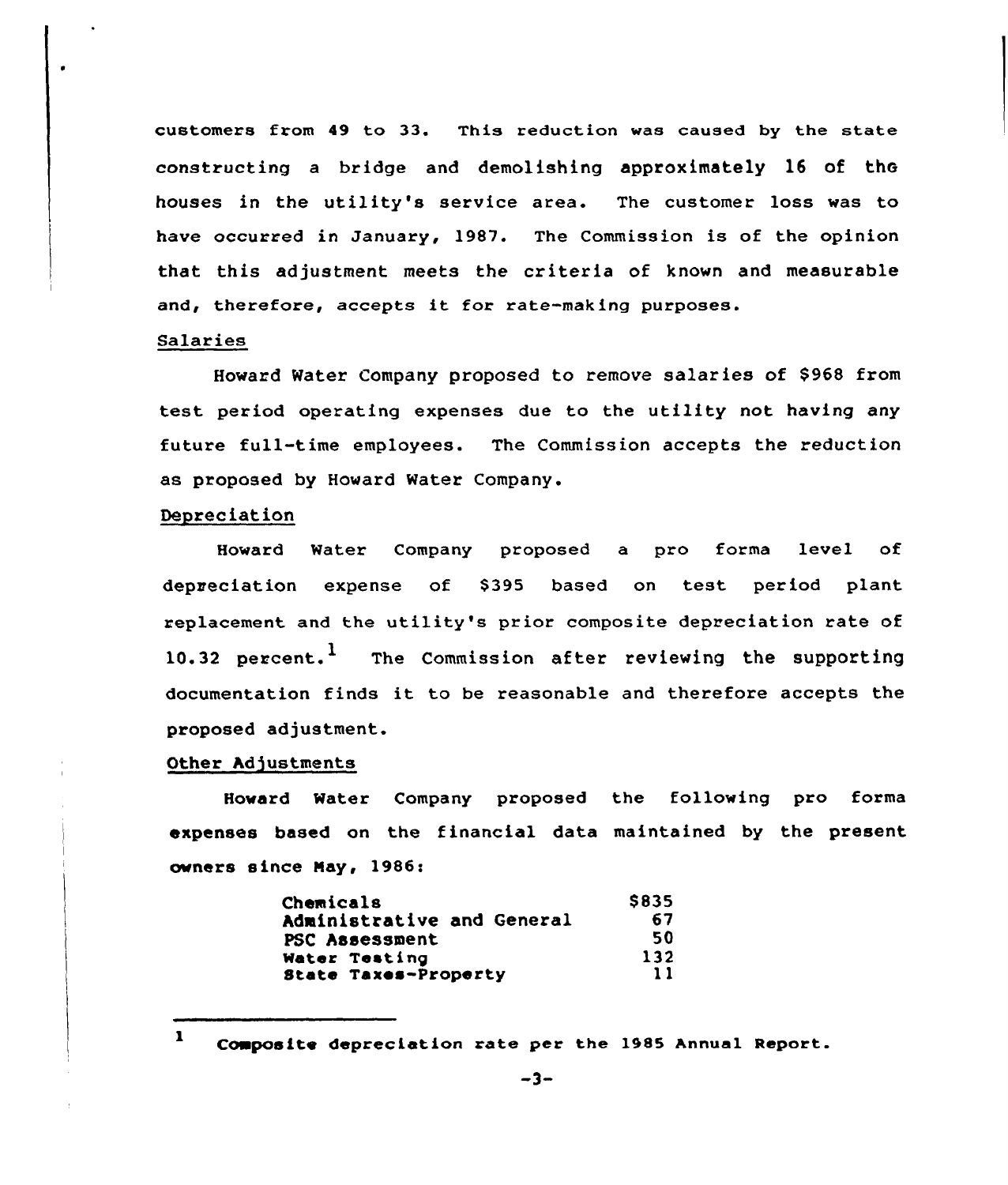customers from 49 to 33. This reduction was caused by the state constructing a bridge and demolishing approximately 16 of the houses in the utility's service area. The customer loss was to have occurred in January, 1987. The Commission is of the opinion that this adjustment meets the criteria of known and measurable and, therefore, accepts it for rate-making purposes.

Salaries

Howard Water Company proposed to remove salaries of $968 from test period operating expenses due to the utility not having any future full-time employees. The Commission accepts the reduction as proposed by Howard Water Company.

Depreciation

Howard Water Company proposed a pro forma level of depreciation expense of $395 based on test period plant replacement and the utility's prior composite depreciation rate of 10.32 percent.[1] The Commission after reviewing the supporting documentation finds it to be reasonable and therefore accepts the proposed adjustment.

Other Adjustments

Howard Water Company proposed the following pro forma expenses based on the financial data maintained by the present owners since May, 1986:

| | |
|---|---|
| Chemicals | $835 |
| Administrative and General | 67 |
| PSC Assessment | 50 |
| Water Testing | 132 |
| State Taxes-Property | 11 |

[1] Composite depreciation rate per the 1985 Annual Report.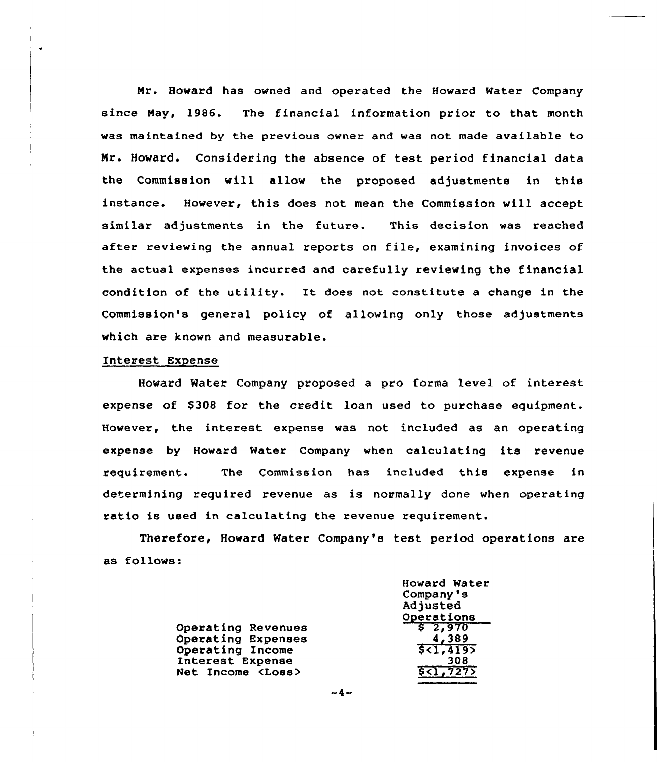Mr. Howard has owned and operated the Howard Water Company since May, 1986. The financial information prior to that month was maintained by the previous owner and was not made available to Mr. Howard. Considering the absence of test period financial data the Commission will allow the proposed adjustments in this instance. However, this does not mean the Commission will accept similar adjustments in the future. This decision was reached after reviewing the annual reports on file, examining invoices of the actual expenses incurred and carefully reviewing the financial condition of the utility. It does not constitute a change in the Commission's general policy of allowing only those adjustments which are known and measurable.

Interest Expense

Howard Water Company proposed a pro forma level of interest expense of $308 for the credit loan used to purchase equipment. However, the interest expense was not included as an operating expense by Howard Water Company when calculating its revenue requirement. The Commission has included this expense in determining required revenue as is normally done when operating ratio is used in calculating the revenue requirement.

Therefore, Howard Water Company's test period operations are as follows:

| | Howard Water Company's Adjusted Operations |
|---|---|
| Operating Revenues | $ 2,970 |
| Operating Expenses | 4,389 |
| Operating Income | $<1,419> |
| Interest Expense | 308 |
| Net Income <Loss> | $<1,727> |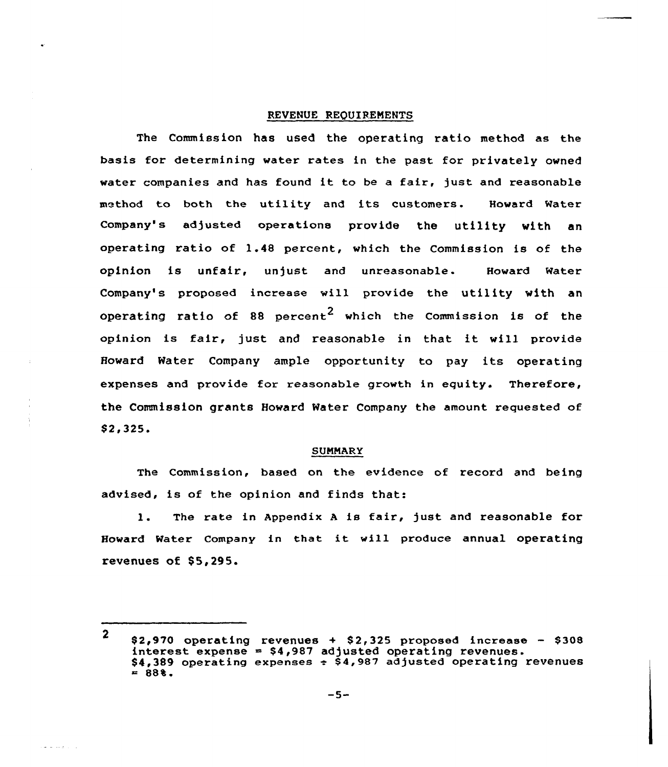## REVENUE REQUIREMENTS

The Commission has used the operating ratio method as the basis for determining water rates in the past for privately owned water companies and has found it to be a fair, just and reasonable method to both the utility and its customers. Howard Water Company's adjusted operations provide the utility with an operating ratio of 1.48 percent, which the Commission is of the opinion is unfair, unjust and unreasonable. Howard Water Company's proposed increase will provide the utility with an operating ratio of 88 percent[2] which the Commission is of the opinion is fair, just and reasonable in that it will provide Howard Water Company ample opportunity to pay its operating expenses and provide for reasonable growth in equity. Therefore, the Commission grants Howard Water Company the amount requested of $2,325.

## SUMMARY

The Commission, based on the evidence of record and being advised, is of the opinion and finds that:

1. The rate in Appendix A is fair, just and reasonable for Howard Water Company in that it will produce annual operating revenues of $5,295.

---

[2] $2,970 operating revenues + $2,325 proposed increase - $308 interest expense = $4,987 adjusted operating revenues. $4,389 operating expenses ÷ $4,987 adjusted operating revenues = 88%.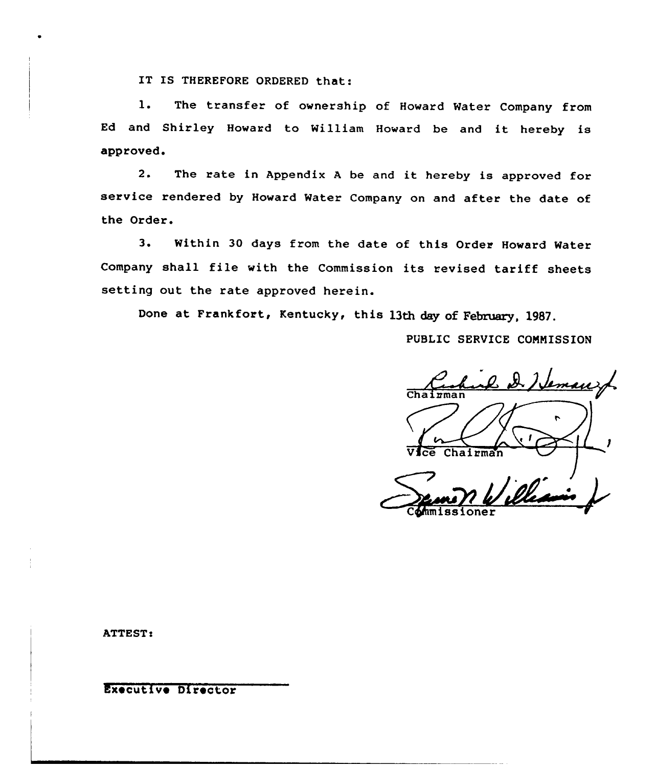IT IS THEREFORE ORDERED that:

1. The transfer of ownership of Howard Water Company from Ed and Shirley Howard to William Howard be and it hereby is approved.

2. The rate in Appendix A be and it hereby is approved for service rendered by Howard Water Company on and after the date of the Order.

3. Within 30 days from the date of this Order Howard Water Company shall file with the Commission its revised tariff sheets setting out the rate approved herein.

Done at Frankfort, Kentucky, this 13th day of February, 1987.

PUBLIC SERVICE COMMISSION

Chairman

Vice Chairman

Commissioner

ATTEST:

Executive Director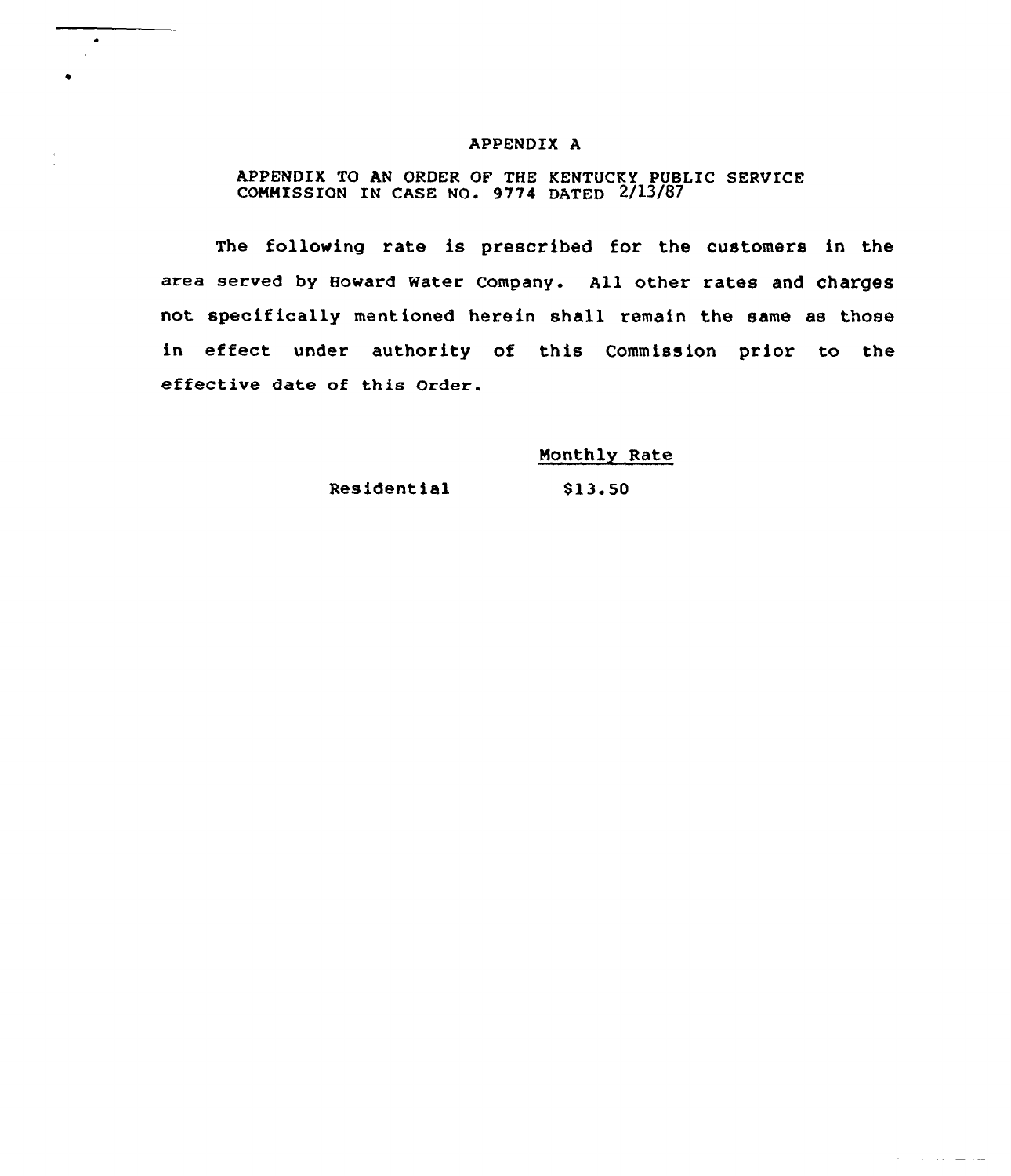# APPENDIX A

APPENDIX TO AN ORDER OF THE KENTUCKY PUBLIC SERVICE COMMISSION IN CASE NO. 9774 DATED 2/13/87

The following rate is prescribed for the customers in the area served by Howard Water Company. All other rates and charges not specifically mentioned herein shall remain the same as those in effect under authority of this Commission prior to the effective date of this Order.

| | Monthly Rate |
|---|---|
| Residential | $13.50 |